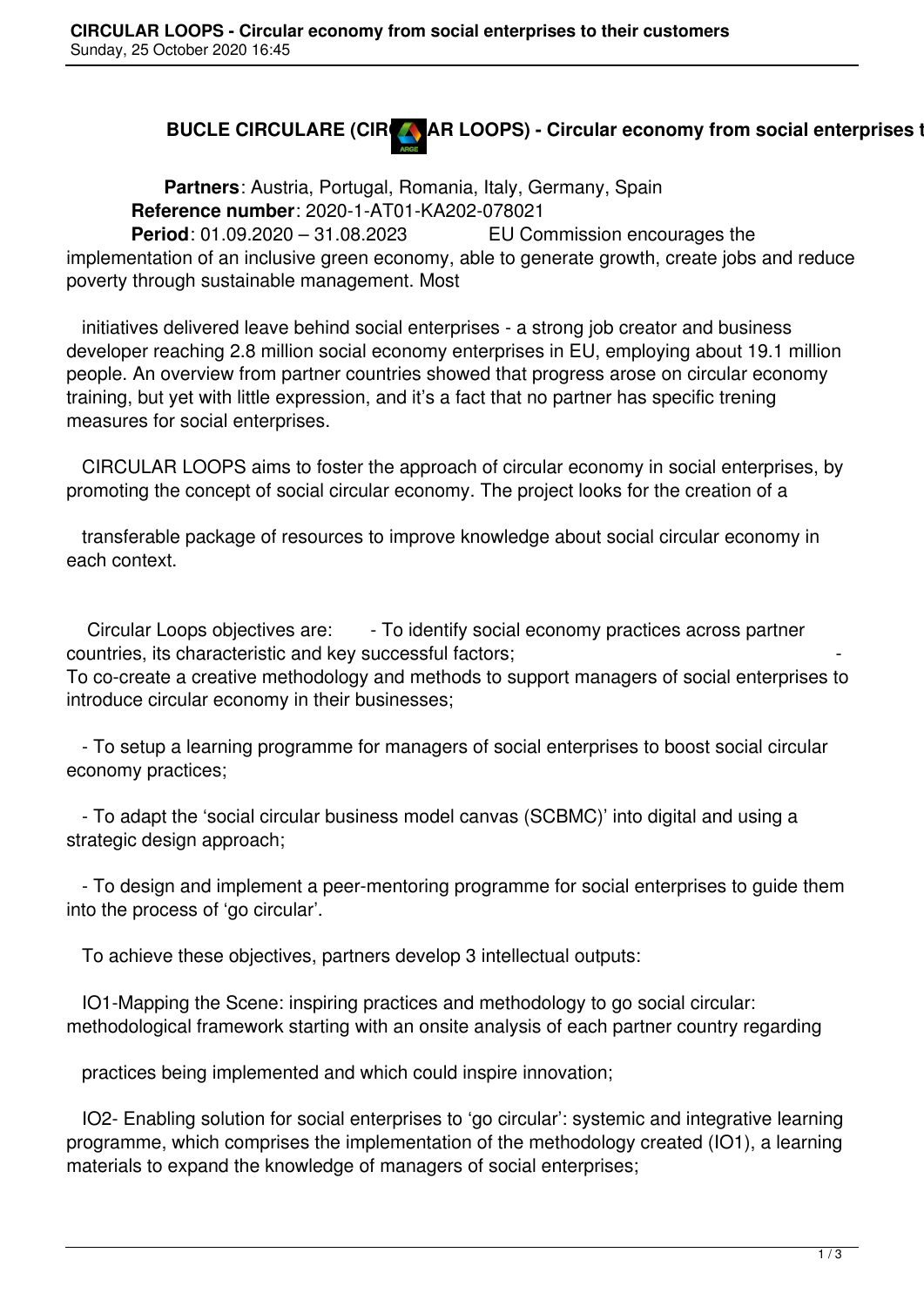# BUCLE CIRCULARE (CIRCULAR LOOPS) - Circular economy from social enterprises t

**Partners**: Austria, Portugal, Romania, Italy, Germany, Spain
**Reference number**: 2020-1-AT01-KA202-078021
**Period**: 01.09.2020 – 31.08.2023

EU Commission encourages the implementation of an inclusive green economy, able to generate growth, create jobs and reduce poverty through sustainable management. Most initiatives delivered leave behind social enterprises - a strong job creator and business developer reaching 2.8 million social economy enterprises in EU, employing about 19.1 million people. An overview from partner countries showed that progress arose on circular economy training, but yet with little expression, and it's a fact that no partner has specific trening measures for social enterprises.

CIRCULAR LOOPS aims to foster the approach of circular economy in social enterprises, by promoting the concept of social circular economy. The project looks for the creation of a transferable package of resources to improve knowledge about social circular economy in each context.

Circular Loops objectives are:

- To identify social economy practices across partner countries, its characteristic and key successful factors;
- To co-create a creative methodology and methods to support managers of social enterprises to introduce circular economy in their businesses;
- To setup a learning programme for managers of social enterprises to boost social circular economy practices;
- To adapt the 'social circular business model canvas (SCBMC)' into digital and using a strategic design approach;
- To design and implement a peer-mentoring programme for social enterprises to guide them into the process of 'go circular'.

To achieve these objectives, partners develop 3 intellectual outputs:

IO1-Mapping the Scene: inspiring practices and methodology to go social circular: methodological framework starting with an onsite analysis of each partner country regarding practices being implemented and which could inspire innovation;

IO2- Enabling solution for social enterprises to 'go circular': systemic and integrative learning programme, which comprises the implementation of the methodology created (IO1), a learning materials to expand the knowledge of managers of social enterprises;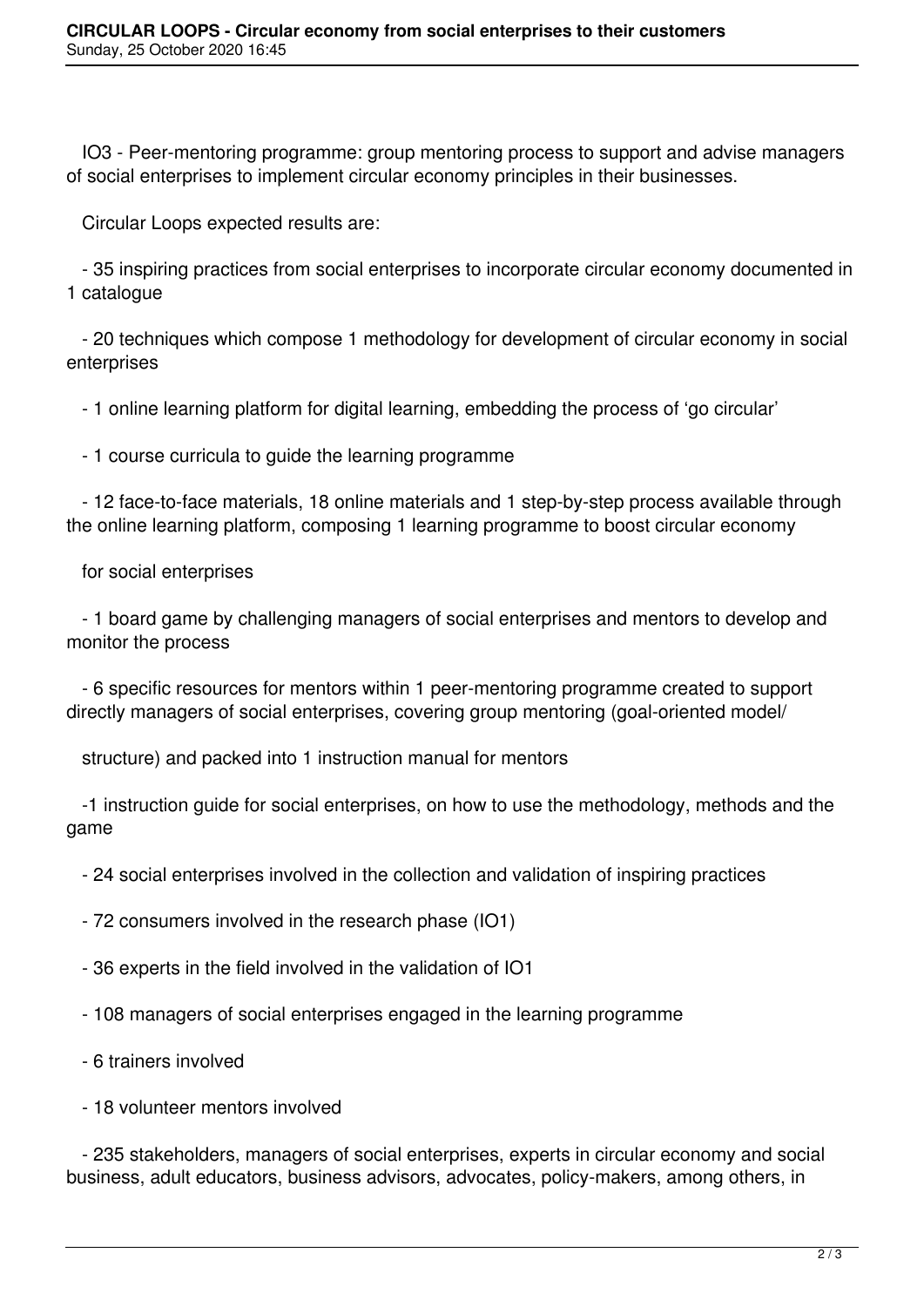IO3 - Peer-mentoring programme: group mentoring process to support and advise managers of social enterprises to implement circular economy principles in their businesses.

Circular Loops expected results are:

- 35 inspiring practices from social enterprises to incorporate circular economy documented in 1 catalogue

- 20 techniques which compose 1 methodology for development of circular economy in social enterprises

- 1 online learning platform for digital learning, embedding the process of 'go circular'

- 1 course curricula to guide the learning programme

- 12 face-to-face materials, 18 online materials and 1 step-by-step process available through the online learning platform, composing 1 learning programme to boost circular economy

  for social enterprises

- 1 board game by challenging managers of social enterprises and mentors to develop and monitor the process

- 6 specific resources for mentors within 1 peer-mentoring programme created to support directly managers of social enterprises, covering group mentoring (goal-oriented model/

  structure) and packed into 1 instruction manual for mentors

- 1 instruction guide for social enterprises, on how to use the methodology, methods and the game

- 24 social enterprises involved in the collection and validation of inspiring practices

- 72 consumers involved in the research phase (IO1)

- 36 experts in the field involved in the validation of IO1

- 108 managers of social enterprises engaged in the learning programme

- 6 trainers involved

- 18 volunteer mentors involved

- 235 stakeholders, managers of social enterprises, experts in circular economy and social business, adult educators, business advisors, advocates, policy-makers, among others, in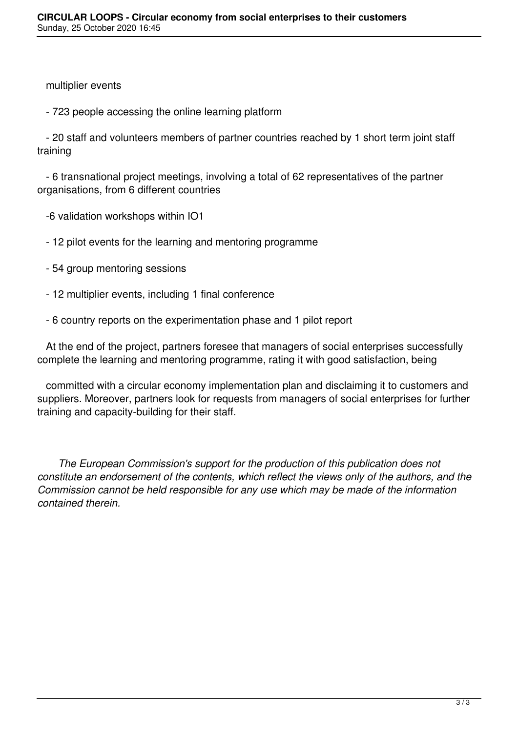multiplier events

- 723 people accessing the online learning platform

- 20 staff and volunteers members of partner countries reached by 1 short term joint staff training

- 6 transnational project meetings, involving a total of 62 representatives of the partner organisations, from 6 different countries

-6 validation workshops within IO1

- 12 pilot events for the learning and mentoring programme

- 54 group mentoring sessions

- 12 multiplier events, including 1 final conference

- 6 country reports on the experimentation phase and 1 pilot report

At the end of the project, partners foresee that managers of social enterprises successfully complete the learning and mentoring programme, rating it with good satisfaction, being

committed with a circular economy implementation plan and disclaiming it to customers and suppliers. Moreover, partners look for requests from managers of social enterprises for further training and capacity-building for their staff.

*The European Commission's support for the production of this publication does not constitute an endorsement of the contents, which reflect the views only of the authors, and the Commission cannot be held responsible for any use which may be made of the information contained therein.*